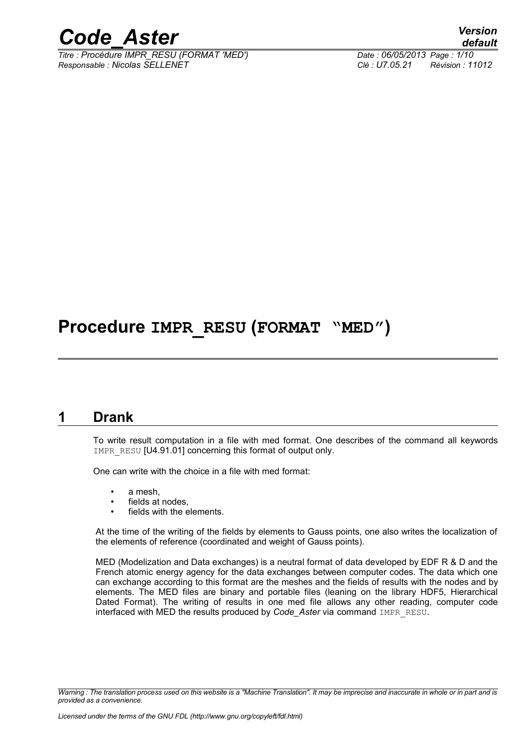# Procedure IMPR_RESU (FORMAT "MED")

## 1 Drank

To write result computation in a file with med format. One describes of the command all keywords IMPR_RESU [U4.91.01] concerning this format of output only.

One can write with the choice in a file with med format:

- a mesh,
- fields at nodes,
- fields with the elements.

At the time of the writing of the fields by elements to Gauss points, one also writes the localization of the elements of reference (coordinated and weight of Gauss points).

MED (Modelization and Data exchanges) is a neutral format of data developed by EDF R & D and the French atomic energy agency for the data exchanges between computer codes. The data which one can exchange according to this format are the meshes and the fields of results with the nodes and by elements. The MED files are binary and portable files (leaning on the library HDF5, Hierarchical Dated Format). The writing of results in one med file allows any other reading, computer code interfaced with MED the results produced by *Code_Aster* via command IMPR_RESU.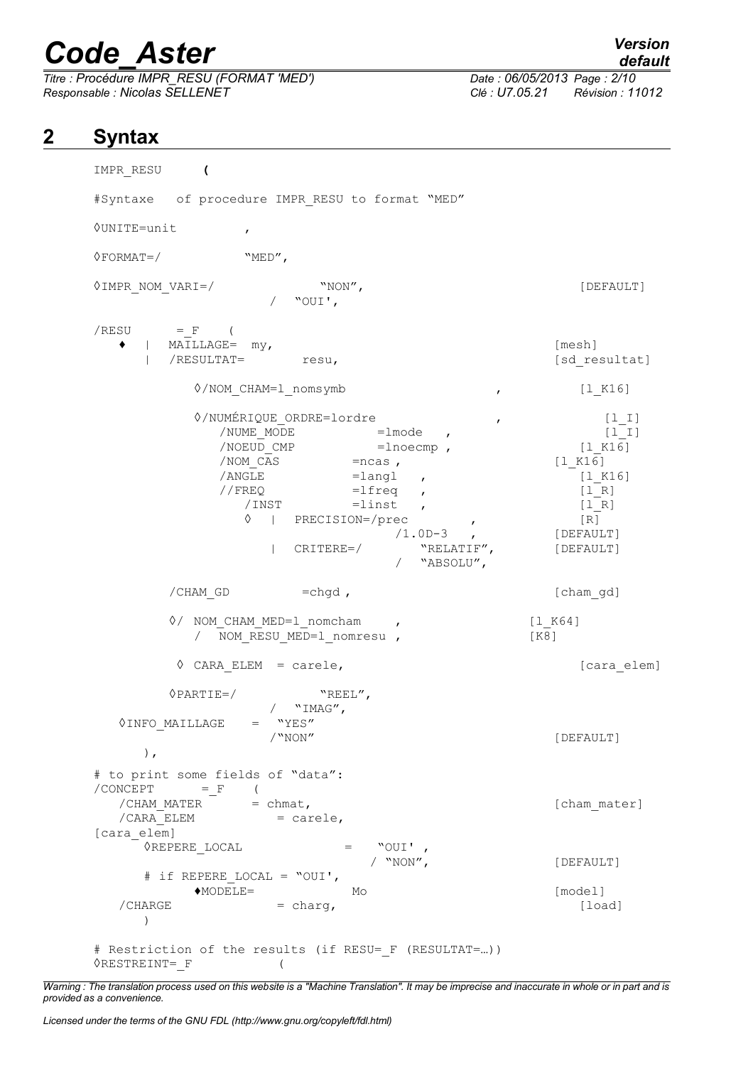## 2 Syntax

```
IMPR_RESU      (

#Syntaxe   of procedure IMPR_RESU to format "MED"

◊UNITE=unit          ,

◊FORMAT=/            "MED",

◊IMPR_NOM_VARI=/              "NON",                                   [DEFAULT]
                      /   "OUI',

/RESU       = _F    (
   ♦  |  MAILLAGE=  my,                                               [mesh]
      |  /RESULTAT=        resu,                                      [sd_resultat]

          ◊/NOM_CHAM=l_nomsymb                          ,             [l_K16]

          ◊/NUMÉRIQUE_ORDRE=lordre                      ,             [l_I]
             /NUME_MODE          =lmode   ,                           [l_I]
             /NOEUD_CMP          =lnoecmp ,                           [l_K16]
             /NOM_CAS          =ncas ,                                [l_K16]
             /ANGLE            =langl   ,                             [l_K16]
             //FREQ            =lfreq   ,                             [l_R]
                /INST          =linst   ,                             [l_R]
                ◊  |  PRECISION=/prec          ,                      [R]
                                      /1.0D-3   ,                     [DEFAULT]
                   |  CRITERE=/          "RELATIF",                   [DEFAULT]
                                   /   "ABSOLU",

         /CHAM_GD          =chgd ,                                    [cham_gd]

         ◊/ NOM_CHAM_MED=l_nomcham     ,                              [l_K64]
          /  NOM_RESU_MED=l_nomresu ,                                 [K8]

          ◊ CARA_ELEM  = carele,                                      [cara_elem]

         ◊PARTIE=/            "REEL",
                      /  "IMAG",
   ◊INFO_MAILLAGE    =  "YES"
                     /"NON"                                           [DEFAULT]
      ),

# to print some fields of "data":
/CONCEPT       = _F    (
   /CHAM_MATER       = chmat,                                         [cham_mater]
   /CARA_ELEM           = carele,
[cara_elem]
      ◊REPERE_LOCAL              =    "OUI' ,
                                   / "NON",                           [DEFAULT]
      # if REPERE_LOCAL = "OUI',
           ♦MODELE=              Mo                                   [model]
   /CHARGE              = charg,                                      [load]
      )

# Restriction of the results (if RESU=_F (RESULTAT=…))
◊RESTREINT=_F           (
```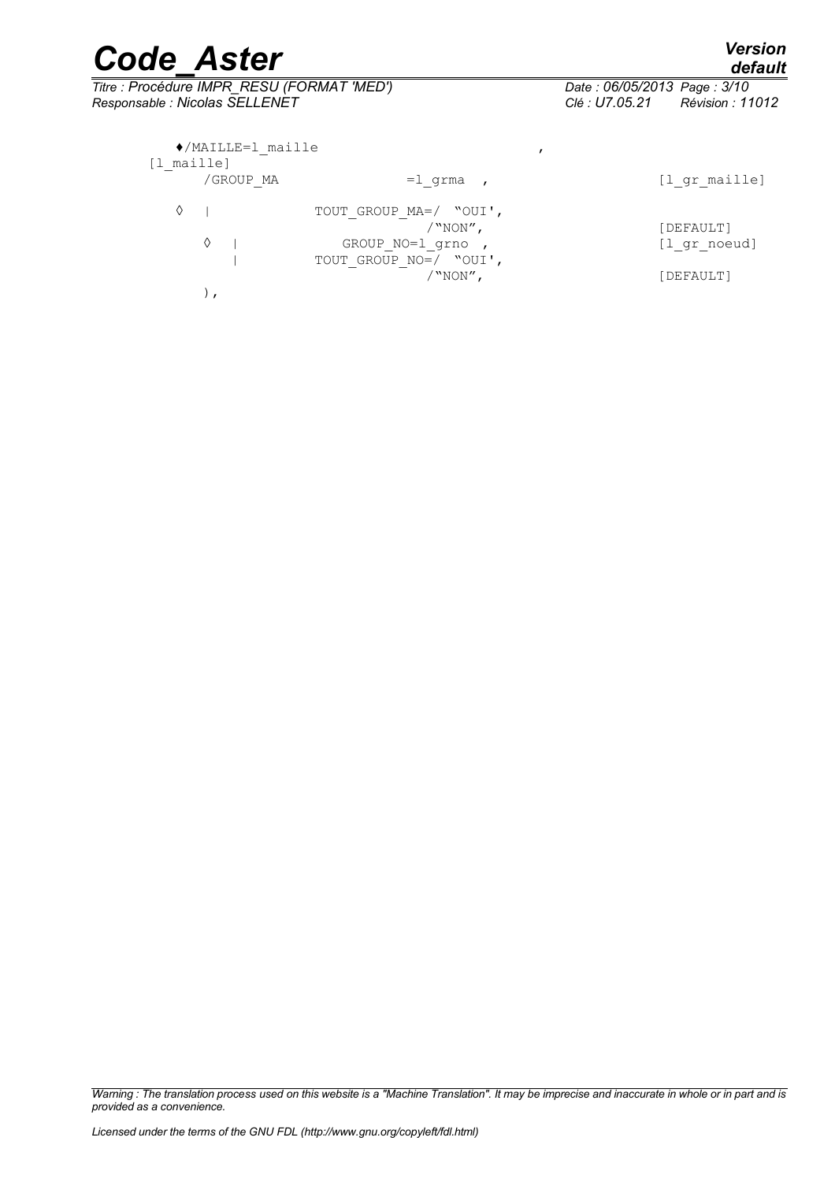```
    ♦/MAILLE=l_maille                              ,
[l_maille]
        /GROUP_MA              =l_grma  ,                         [l_gr_maille]

    ◊   |            TOUT_GROUP_MA=/  "OUI',
                                  /"NON",                         [DEFAULT]
        ◊   |          GROUP_NO=l_grno  ,                         [l_gr_noeud]
            |        TOUT_GROUP_NO=/  "OUI',
                                  /"NON",                         [DEFAULT]
        ),
```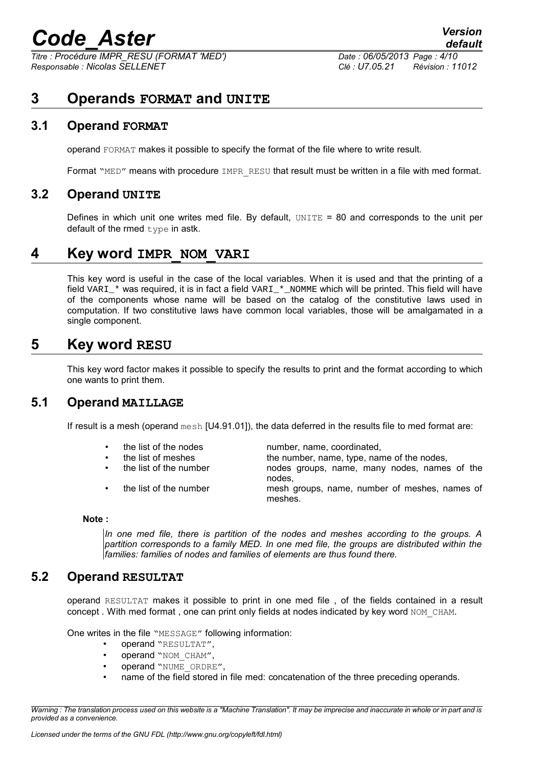# 3 Operands FORMAT and UNITE

## 3.1 Operand FORMAT

operand FORMAT makes it possible to specify the format of the file where to write result.

Format "MED" means with procedure IMPR_RESU that result must be written in a file with med format.

## 3.2 Operand UNITE

Defines in which unit one writes med file. By default, UNITE = 80 and corresponds to the unit per default of the rmed type in astk.

# 4 Key word IMPR_NOM_VARI

This key word is useful in the case of the local variables. When it is used and that the printing of a field VARI_* was required, it is in fact a field VARI_*_NOMME which will be printed. This field will have of the components whose name will be based on the catalog of the constitutive laws used in computation. If two constitutive laws have common local variables, those will be amalgamated in a single component.

# 5 Key word RESU

This key word factor makes it possible to specify the results to print and the format according to which one wants to print them.

## 5.1 Operand MAILLAGE

If result is a mesh (operand mesh [U4.91.01]), the data deferred in the results file to med format are:

- the list of the nodes — number, name, coordinated,
- the list of meshes — the number, name, type, name of the nodes,
- the list of the number — nodes groups, name, many nodes, names of the nodes,
- the list of the number — mesh groups, name, number of meshes, names of meshes.

**Note :**

*In one med file, there is partition of the nodes and meshes according to the groups. A partition corresponds to a family MED. In one med file, the groups are distributed within the families: families of nodes and families of elements are thus found there.*

## 5.2 Operand RESULTAT

operand RESULTAT makes it possible to print in one med file , of the fields contained in a result concept . With med format , one can print only fields at nodes indicated by key word NOM_CHAM.

One writes in the file "MESSAGE" following information:

- operand "RESULTAT",
- operand "NOM_CHAM",
- operand "NUME_ORDRE",
- name of the field stored in file med: concatenation of the three preceding operands.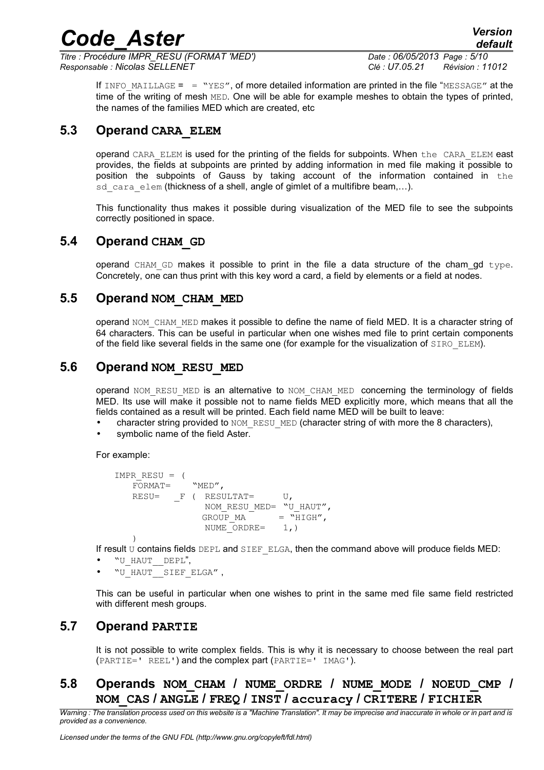If INFO_MAILLAGE = = "YES", of more detailed information are printed in the file "MESSAGE" at the time of the writing of mesh MED. One will be able for example meshes to obtain the types of printed, the names of the families MED which are created, etc

## 5.3 Operand CARA_ELEM

operand CARA_ELEM is used for the printing of the fields for subpoints. When the CARA_ELEM east provides, the fields at subpoints are printed by adding information in med file making it possible to position the subpoints of Gauss by taking account of the information contained in the sd_cara_elem (thickness of a shell, angle of gimlet of a multifibre beam,…).

This functionality thus makes it possible during visualization of the MED file to see the subpoints correctly positioned in space.

## 5.4 Operand CHAM_GD

operand CHAM_GD makes it possible to print in the file a data structure of the cham_gd type. Concretely, one can thus print with this key word a card, a field by elements or a field at nodes.

## 5.5 Operand NOM_CHAM_MED

operand NOM_CHAM_MED makes it possible to define the name of field MED. It is a character string of 64 characters. This can be useful in particular when one wishes med file to print certain components of the field like several fields in the same one (for example for the visualization of SIRO_ELEM).

## 5.6 Operand NOM_RESU_MED

operand NOM_RESU_MED is an alternative to NOM_CHAM_MED concerning the terminology of fields MED. Its use will make it possible not to name fields MED explicitly more, which means that all the fields contained as a result will be printed. Each field name MED will be built to leave:

- character string provided to NOM_RESU_MED (character string of with more the 8 characters),
- symbolic name of the field Aster.

For example:

```
IMPR_RESU = (
    FORMAT=    "MED",
    RESU=   _F ( RESULTAT=      U,
                 NOM_RESU_MED= "U_HAUT",
                GROUP_MA      = "HIGH",
                 NUME_ORDRE=    1,)
    )
```

If result U contains fields DEPL and SIEF_ELGA, then the command above will produce fields MED:

- "U_HAUT__DEPL",
- "U_HAUT__SIEF_ELGA" ,

This can be useful in particular when one wishes to print in the same med file same field restricted with different mesh groups.

## 5.7 Operand PARTIE

It is not possible to write complex fields. This is why it is necessary to choose between the real part (PARTIE=' REEL') and the complex part (PARTIE=' IMAG').

## 5.8 Operands NOM_CHAM / NUME_ORDRE / NUME_MODE / NOEUD_CMP / NOM_CAS / ANGLE / FREQ / INST / accuracy / CRITERE / FICHIER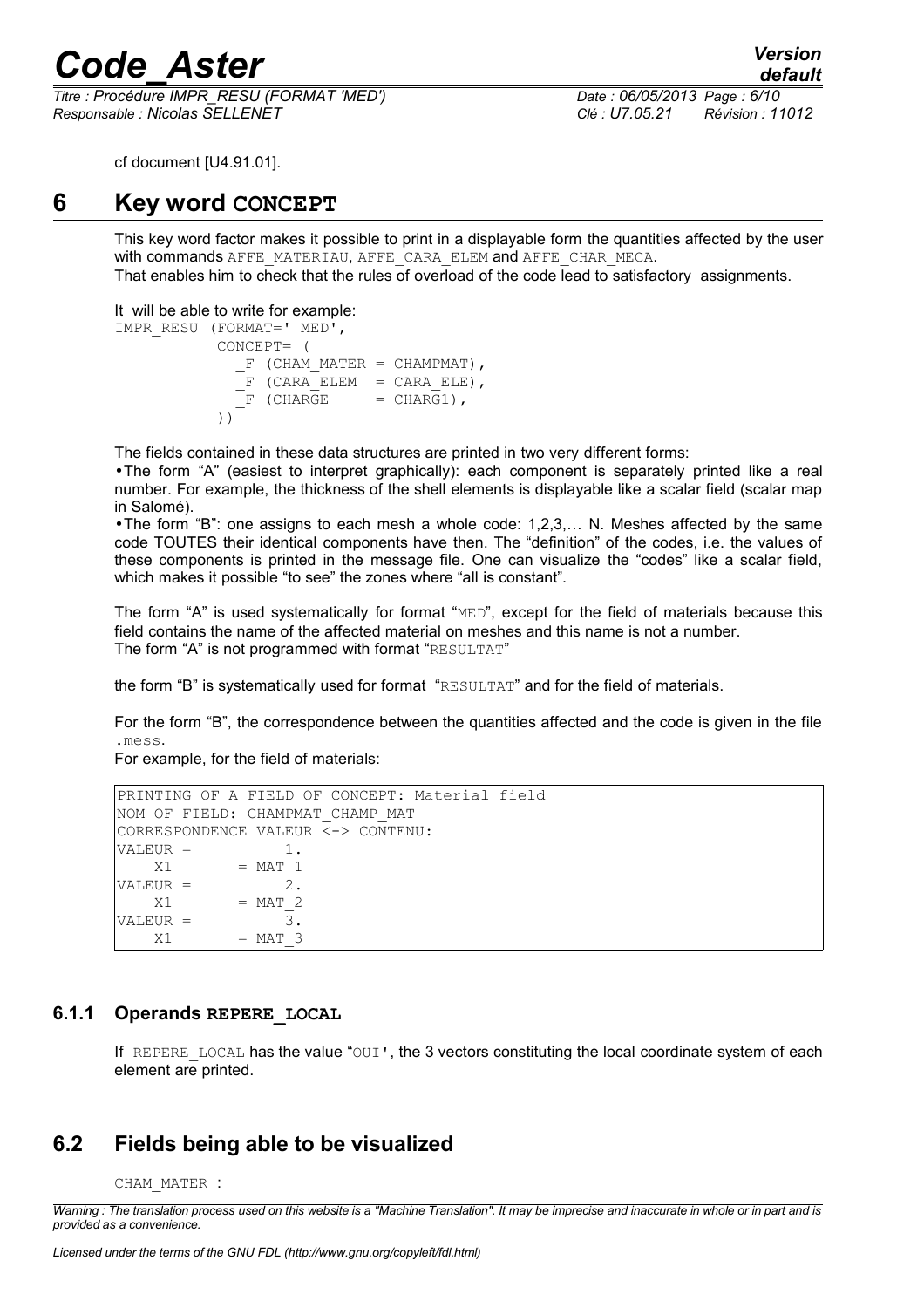cf document [U4.91.01].

# 6 Key word CONCEPT

This key word factor makes it possible to print in a displayable form the quantities affected by the user with commands AFFE_MATERIAU, AFFE_CARA_ELEM and AFFE_CHAR_MECA.
That enables him to check that the rules of overload of the code lead to satisfactory assignments.

It will be able to write for example:

```
IMPR_RESU (FORMAT=' MED',
           CONCEPT= (
             _F (CHAM_MATER = CHAMPMAT),
             _F (CARA_ELEM  = CARA_ELE),
             _F (CHARGE     = CHARG1),
           ))
```

The fields contained in these data structures are printed in two very different forms:

- The form "A" (easiest to interpret graphically): each component is separately printed like a real number. For example, the thickness of the shell elements is displayable like a scalar field (scalar map in Salomé).
- The form "B": one assigns to each mesh a whole code: 1,2,3,… N. Meshes affected by the same code TOUTES their identical components have then. The "definition" of the codes, i.e. the values of these components is printed in the message file. One can visualize the "codes" like a scalar field, which makes it possible "to see" the zones where "all is constant".

The form "A" is used systematically for format "MED", except for the field of materials because this field contains the name of the affected material on meshes and this name is not a number.
The form "A" is not programmed with format "RESULTAT"

the form "B" is systematically used for format "RESULTAT" and for the field of materials.

For the form "B", the correspondence between the quantities affected and the code is given in the file .mess.
For example, for the field of materials:

```
PRINTING OF A FIELD OF CONCEPT: Material field
NOM OF FIELD: CHAMPMAT_CHAMP_MAT
CORRESPONDENCE VALEUR <-> CONTENU:
VALEUR =          1.
    X1       = MAT_1
VALEUR =          2.
    X1       = MAT_2
VALEUR =          3.
    X1       = MAT_3
```

### 6.1.1 Operands REPERE_LOCAL

If REPERE_LOCAL has the value "OUI', the 3 vectors constituting the local coordinate system of each element are printed.

## 6.2 Fields being able to be visualized

CHAM_MATER :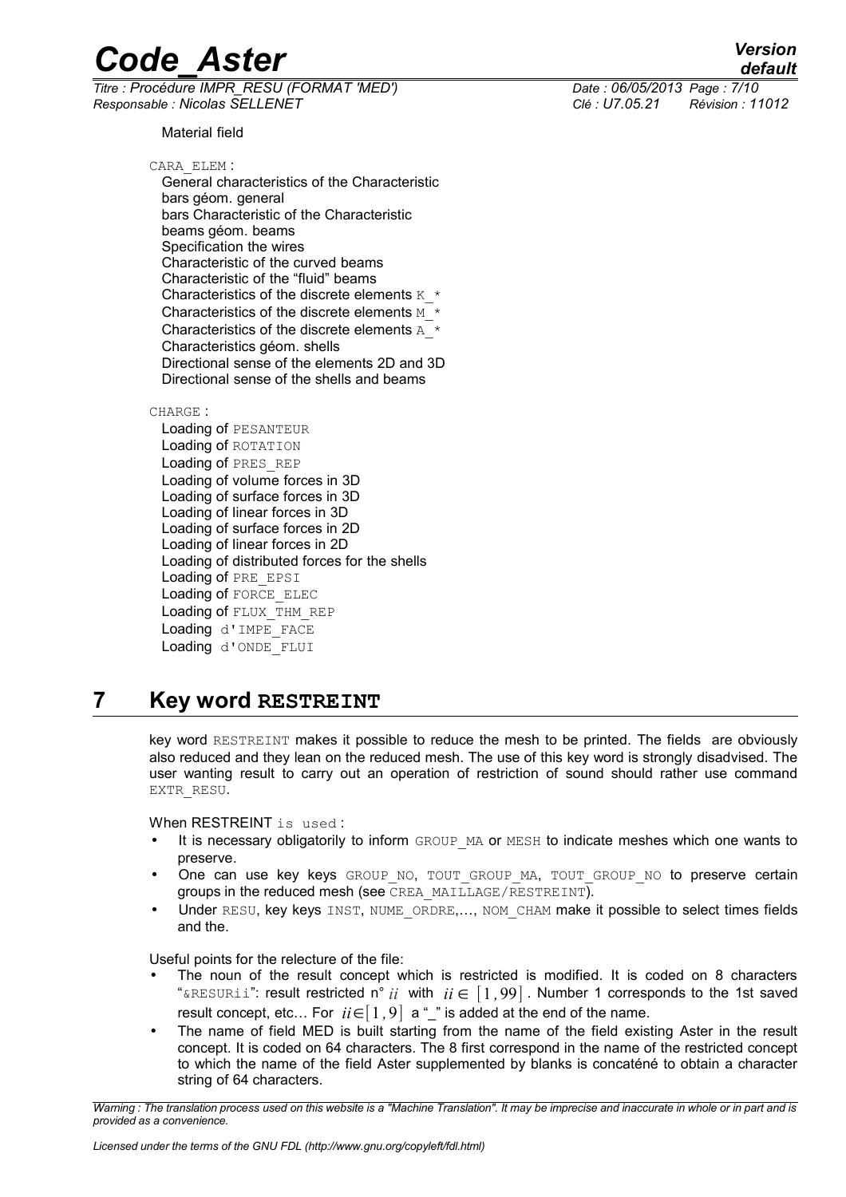Material field

CARA_ELEM :

General characteristics of the Characteristic bars géom. general
bars Characteristic of the Characteristic beams géom. beams
Specification the wires
Characteristic of the curved beams
Characteristic of the "fluid" beams
Characteristics of the discrete elements K_*
Characteristics of the discrete elements M_*
Characteristics of the discrete elements A_*
Characteristics géom. shells
Directional sense of the elements 2D and 3D
Directional sense of the shells and beams

CHARGE :

Loading of PESANTEUR
Loading of ROTATION
Loading of PRES_REP
Loading of volume forces in 3D
Loading of surface forces in 3D
Loading of linear forces in 3D
Loading of surface forces in 2D
Loading of linear forces in 2D
Loading of distributed forces for the shells
Loading of PRE_EPSI
Loading of FORCE_ELEC
Loading of FLUX_THM_REP
Loading d'IMPE_FACE
Loading d'ONDE_FLUI

# 7 Key word **RESTREINT**

key word RESTREINT makes it possible to reduce the mesh to be printed. The fields are obviously also reduced and they lean on the reduced mesh. The use of this key word is strongly disadvised. The user wanting result to carry out an operation of restriction of sound should rather use command EXTR_RESU.

When RESTREINT is used :

- It is necessary obligatorily to inform GROUP_MA or MESH to indicate meshes which one wants to preserve.
- One can use key keys GROUP_NO, TOUT_GROUP_MA, TOUT_GROUP_NO to preserve certain groups in the reduced mesh (see CREA_MAILLAGE/RESTREINT).
- Under RESU, key keys INST, NUME_ORDRE,..., NOM_CHAM make it possible to select times fields and the.

Useful points for the relecture of the file:

- The noun of the result concept which is restricted is modified. It is coded on 8 characters "&RESURii": result restricted n° $ii$ with $ii \in [1,99]$. Number 1 corresponds to the 1st saved result concept, etc... For $ii \in [1,9]$ a "_" is added at the end of the name.
- The name of field MED is built starting from the name of the field existing Aster in the result concept. It is coded on 64 characters. The 8 first correspond in the name of the restricted concept to which the name of the field Aster supplemented by blanks is concaténé to obtain a character string of 64 characters.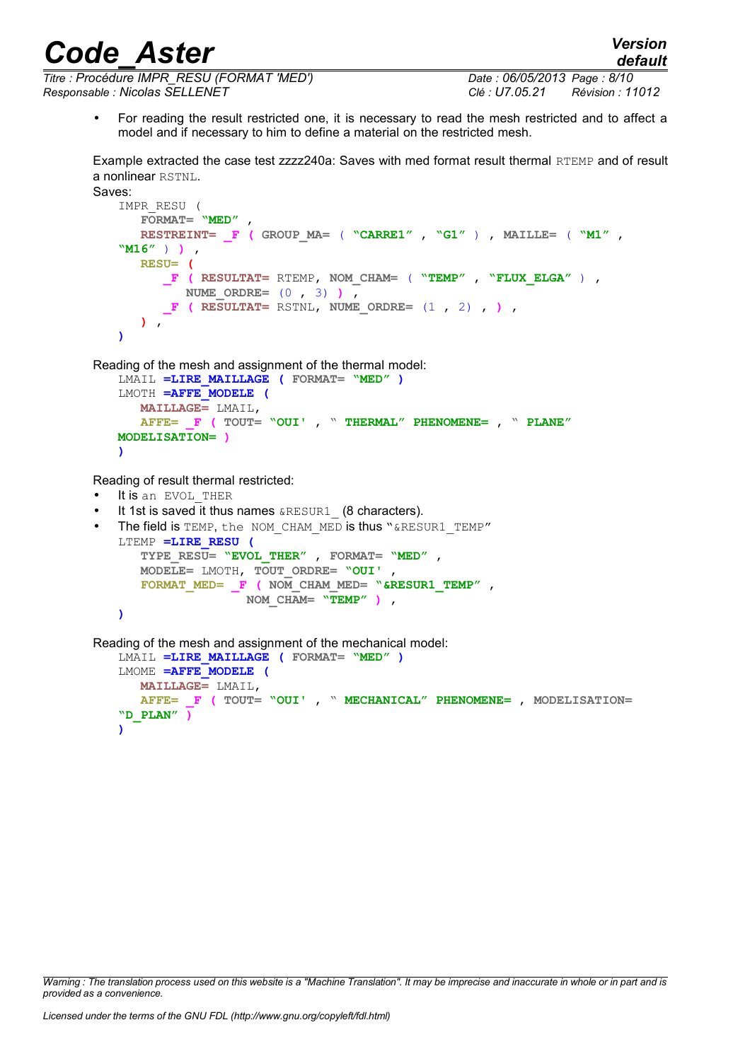- For reading the result restricted one, it is necessary to read the mesh restricted and to affect a model and if necessary to him to define a material on the restricted mesh.

Example extracted the case test zzzz240a: Saves with med format result thermal RTEMP and of result a nonlinear RSTNL.

Saves:

```
IMPR_RESU (
   FORMAT= "MED" ,
   RESTREINT= _F ( GROUP_MA= ( "CARRE1" , "G1" ) , MAILLE= ( "M1" ,
"M16" ) ) ,
   RESU= (
      _F ( RESULTAT= RTEMP, NOM_CHAM= ( "TEMP" , "FLUX_ELGA" ) ,
         NUME_ORDRE= (0 , 3) ) ,
      _F ( RESULTAT= RSTNL, NUME_ORDRE= (1 , 2) , ) ,
   ) ,
)
```

Reading of the mesh and assignment of the thermal model:

```
LMAIL =LIRE_MAILLAGE ( FORMAT= "MED" )
LMOTH =AFFE_MODELE (
   MAILLAGE= LMAIL,
   AFFE= _F ( TOUT= "OUI' , " THERMAL" PHENOMENE= , " PLANE"
MODELISATION= )
)
```

Reading of result thermal restricted:

- It is an EVOL_THER
- It 1st is saved it thus names &RESUR1_ (8 characters).
- The field is TEMP, the NOM_CHAM_MED is thus "&RESUR1_TEMP"

```
LTEMP =LIRE_RESU (
   TYPE_RESU= "EVOL_THER" , FORMAT= "MED" ,
   MODELE= LMOTH, TOUT_ORDRE= "OUI' ,
   FORMAT_MED= _F ( NOM_CHAM_MED= "&RESUR1_TEMP" ,
                    NOM_CHAM= "TEMP" ) ,
)
```

Reading of the mesh and assignment of the mechanical model:

```
LMAIL =LIRE_MAILLAGE ( FORMAT= "MED" )
LMOME =AFFE_MODELE (
   MAILLAGE= LMAIL,
   AFFE= _F ( TOUT= "OUI' , " MECHANICAL" PHENOMENE= , MODELISATION=
"D_PLAN" )
)
```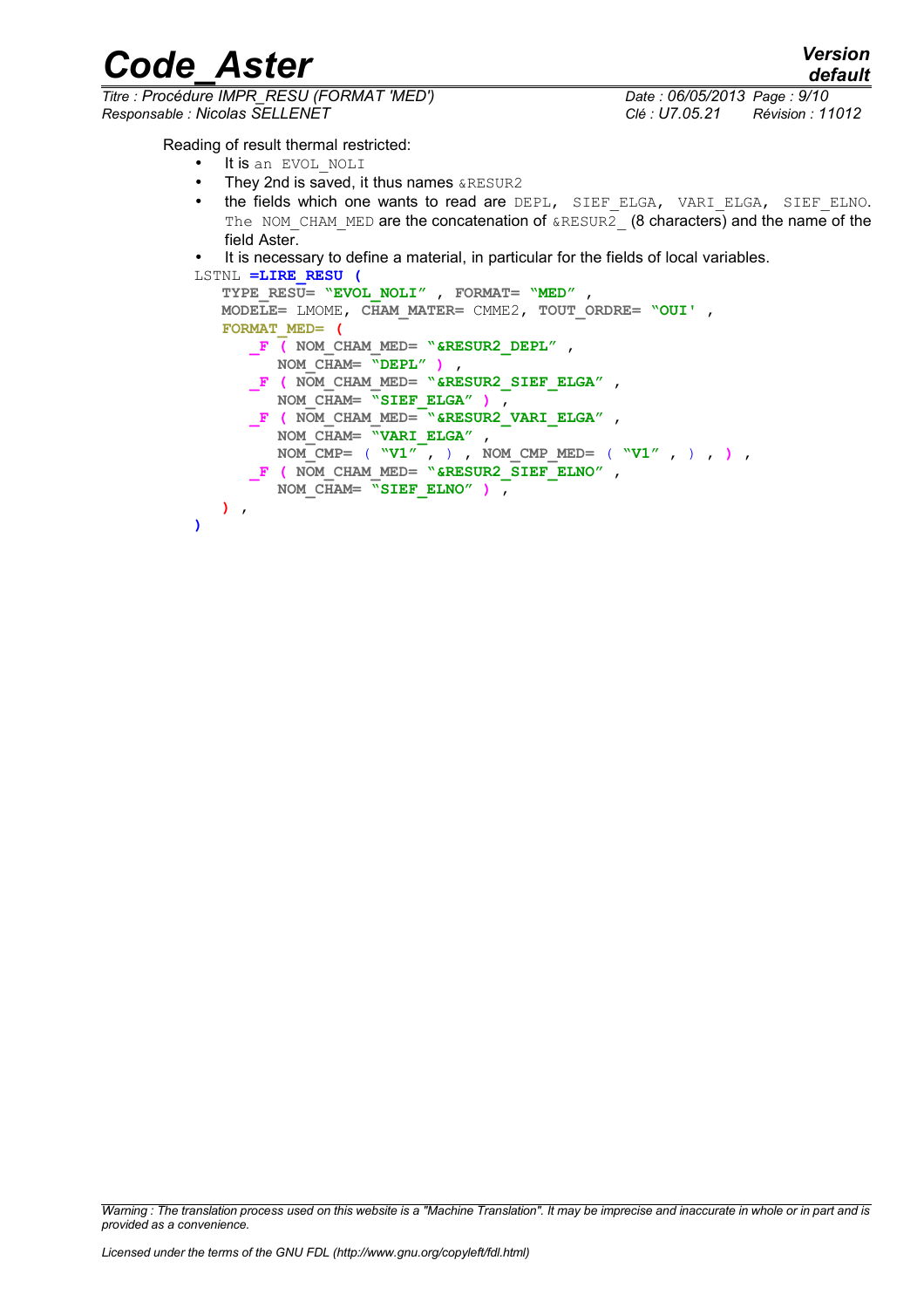Reading of result thermal restricted:

- It is an EVOL_NOLI
- They 2nd is saved, it thus names &RESUR2
- the fields which one wants to read are DEPL, SIEF_ELGA, VARI_ELGA, SIEF_ELNO. The NOM_CHAM_MED are the concatenation of &RESUR2_ (8 characters) and the name of the field Aster.
- It is necessary to define a material, in particular for the fields of local variables.

```
LSTNL =LIRE_RESU (
    TYPE_RESU= "EVOL_NOLI" , FORMAT= "MED" ,
    MODELE= LMOME, CHAM_MATER= CMME2, TOUT_ORDRE= "OUI' ,
    FORMAT_MED= (
        _F ( NOM_CHAM_MED= "&RESUR2_DEPL" ,
            NOM_CHAM= "DEPL" ) ,
        _F ( NOM_CHAM_MED= "&RESUR2_SIEF_ELGA" ,
            NOM_CHAM= "SIEF_ELGA" ) ,
        _F ( NOM_CHAM_MED= "&RESUR2_VARI_ELGA" ,
            NOM_CHAM= "VARI_ELGA" ,
            NOM_CMP= ( "V1" , ) , NOM_CMP_MED= ( "V1" , ) , ) ,
        _F ( NOM_CHAM_MED= "&RESUR2_SIEF_ELNO" ,
            NOM_CHAM= "SIEF_ELNO" ) ,
    ) ,
)
```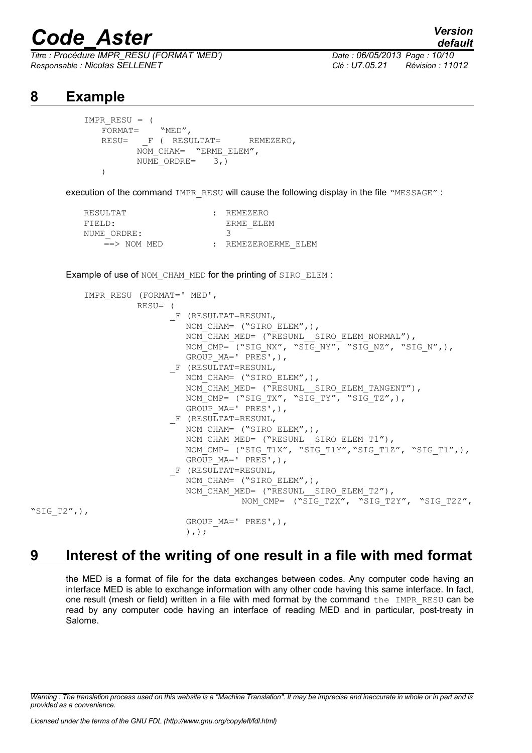# 8 Example

```
IMPR_RESU = (
    FORMAT=    "MED",
    RESU=   _F ( RESULTAT=      REMEZERO,
           NOM_CHAM=  "ERME_ELEM",
           NUME_ORDRE=   3,)
    )
```

execution of the command IMPR_RESU will cause the following display in the file "MESSAGE" :

```
RESULTAT                : REMEZERO
FIELD:                    ERME_ELEM
NUME_ORDRE:               3
    ==> NOM MED         : REMEZEROERME_ELEM
```

Example of use of NOM_CHAM_MED for the printing of SIRO_ELEM :

```
IMPR_RESU (FORMAT=' MED',
          RESU= (
                _F (RESULTAT=RESUNL,
                   NOM_CHAM= ("SIRO_ELEM",),
                   NOM_CHAM_MED= ("RESUNL__SIRO_ELEM_NORMAL"),
                   NOM_CMP= ("SIG_NX", "SIG_NY", "SIG_NZ", "SIG_N",),
                   GROUP_MA=' PRES',),
                _F (RESULTAT=RESUNL,
                   NOM_CHAM= ("SIRO_ELEM",),
                   NOM_CHAM_MED= ("RESUNL__SIRO_ELEM_TANGENT"),
                   NOM_CMP= ("SIG_TX", "SIG_TY", "SIG_TZ",),
                   GROUP_MA=' PRES',),
                _F (RESULTAT=RESUNL,
                   NOM_CHAM= ("SIRO_ELEM",),
                   NOM_CHAM_MED= ("RESUNL__SIRO_ELEM_T1"),
                   NOM_CMP= ("SIG_T1X", "SIG_T1Y","SIG_T1Z", "SIG_T1",),
                   GROUP_MA=' PRES',),
                _F (RESULTAT=RESUNL,
                   NOM_CHAM= ("SIRO_ELEM",),
                   NOM_CHAM_MED= ("RESUNL__SIRO_ELEM_T2"),
                            NOM_CMP= ("SIG_T2X", "SIG_T2Y", "SIG_T2Z",
"SIG_T2",),
                   GROUP_MA=' PRES',),
                   ),);
```

# 9 Interest of the writing of one result in a file with med format

the MED is a format of file for the data exchanges between codes. Any computer code having an interface MED is able to exchange information with any other code having this same interface. In fact, one result (mesh or field) written in a file with med format by the command the IMPR_RESU can be read by any computer code having an interface of reading MED and in particular, post-treaty in Salome.